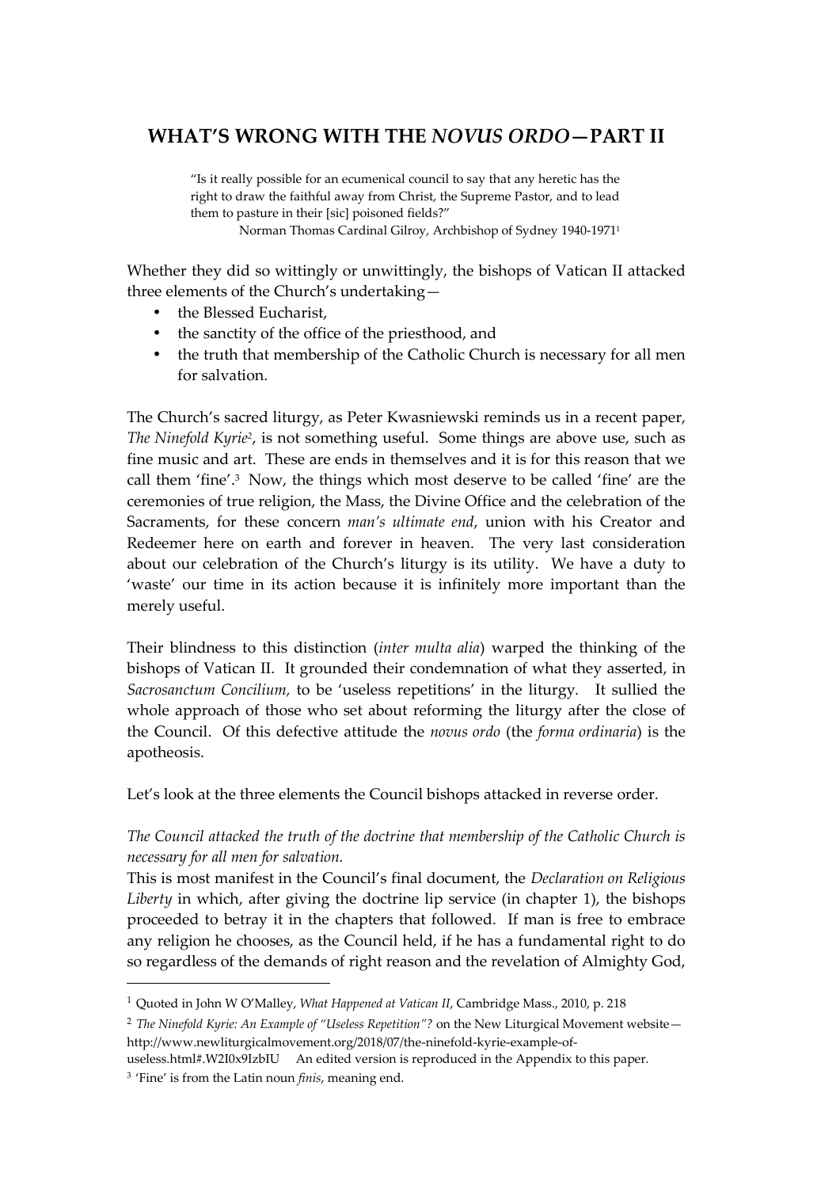# WHAT'S WRONG WITH THE *NOVUS ORDO*—PART II

> "Is it really possible for an ecumenical council to say that any heretic has the right to draw the faithful away from Christ, the Supreme Pastor, and to lead them to pasture in their [sic] poisoned fields?"
>
> Norman Thomas Cardinal Gilroy, Archbishop of Sydney 1940-1971[1]

Whether they did so wittingly or unwittingly, the bishops of Vatican II attacked three elements of the Church's undertaking—

- the Blessed Eucharist,
- the sanctity of the office of the priesthood, and
- the truth that membership of the Catholic Church is necessary for all men for salvation.

The Church's sacred liturgy, as Peter Kwasniewski reminds us in a recent paper, *The Ninefold Kyrie*[2], is not something useful. Some things are above use, such as fine music and art. These are ends in themselves and it is for this reason that we call them 'fine'.[3] Now, the things which most deserve to be called 'fine' are the ceremonies of true religion, the Mass, the Divine Office and the celebration of the Sacraments, for these concern *man's ultimate end*, union with his Creator and Redeemer here on earth and forever in heaven. The very last consideration about our celebration of the Church's liturgy is its utility. We have a duty to 'waste' our time in its action because it is infinitely more important than the merely useful.

Their blindness to this distinction (*inter multa alia*) warped the thinking of the bishops of Vatican II. It grounded their condemnation of what they asserted, in *Sacrosanctum Concilium*, to be 'useless repetitions' in the liturgy. It sullied the whole approach of those who set about reforming the liturgy after the close of the Council. Of this defective attitude the *novus ordo* (the *forma ordinaria*) is the apotheosis.

Let's look at the three elements the Council bishops attacked in reverse order.

*The Council attacked the truth of the doctrine that membership of the Catholic Church is necessary for all men for salvation.*

This is most manifest in the Council's final document, the *Declaration on Religious Liberty* in which, after giving the doctrine lip service (in chapter 1), the bishops proceeded to betray it in the chapters that followed. If man is free to embrace any religion he chooses, as the Council held, if he has a fundamental right to do so regardless of the demands of right reason and the revelation of Almighty God,

---

[1] Quoted in John W O'Malley, *What Happened at Vatican II*, Cambridge Mass., 2010, p. 218

[2] *The Ninefold Kyrie: An Example of "Useless Repetition"?* on the New Liturgical Movement website—http://www.newliturgicalmovement.org/2018/07/the-ninefold-kyrie-example-of-useless.html#.W2I0x9IzbIU An edited version is reproduced in the Appendix to this paper.

[3] 'Fine' is from the Latin noun *finis*, meaning end.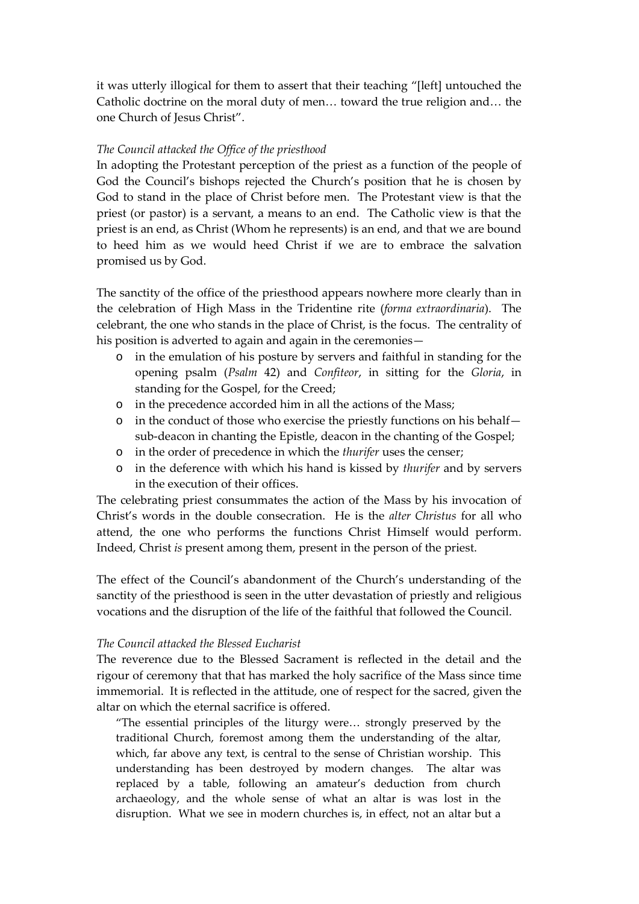it was utterly illogical for them to assert that their teaching "[left] untouched the Catholic doctrine on the moral duty of men… toward the true religion and… the one Church of Jesus Christ".

*The Council attacked the Office of the priesthood*

In adopting the Protestant perception of the priest as a function of the people of God the Council's bishops rejected the Church's position that he is chosen by God to stand in the place of Christ before men. The Protestant view is that the priest (or pastor) is a servant, a means to an end. The Catholic view is that the priest is an end, as Christ (Whom he represents) is an end, and that we are bound to heed him as we would heed Christ if we are to embrace the salvation promised us by God.

The sanctity of the office of the priesthood appears nowhere more clearly than in the celebration of High Mass in the Tridentine rite (*forma extraordinaria*). The celebrant, the one who stands in the place of Christ, is the focus. The centrality of his position is adverted to again and again in the ceremonies—

- in the emulation of his posture by servers and faithful in standing for the opening psalm (*Psalm* 42) and *Confiteor*, in sitting for the *Gloria*, in standing for the Gospel, for the Creed;
- in the precedence accorded him in all the actions of the Mass;
- in the conduct of those who exercise the priestly functions on his behalf—sub-deacon in chanting the Epistle, deacon in the chanting of the Gospel;
- in the order of precedence in which the *thurifer* uses the censer;
- in the deference with which his hand is kissed by *thurifer* and by servers in the execution of their offices.

The celebrating priest consummates the action of the Mass by his invocation of Christ's words in the double consecration. He is the *alter Christus* for all who attend, the one who performs the functions Christ Himself would perform. Indeed, Christ *is* present among them, present in the person of the priest.

The effect of the Council's abandonment of the Church's understanding of the sanctity of the priesthood is seen in the utter devastation of priestly and religious vocations and the disruption of the life of the faithful that followed the Council.

*The Council attacked the Blessed Eucharist*

The reverence due to the Blessed Sacrament is reflected in the detail and the rigour of ceremony that that has marked the holy sacrifice of the Mass since time immemorial. It is reflected in the attitude, one of respect for the sacred, given the altar on which the eternal sacrifice is offered.

> "The essential principles of the liturgy were… strongly preserved by the traditional Church, foremost among them the understanding of the altar, which, far above any text, is central to the sense of Christian worship. This understanding has been destroyed by modern changes. The altar was replaced by a table, following an amateur's deduction from church archaeology, and the whole sense of what an altar is was lost in the disruption. What we see in modern churches is, in effect, not an altar but a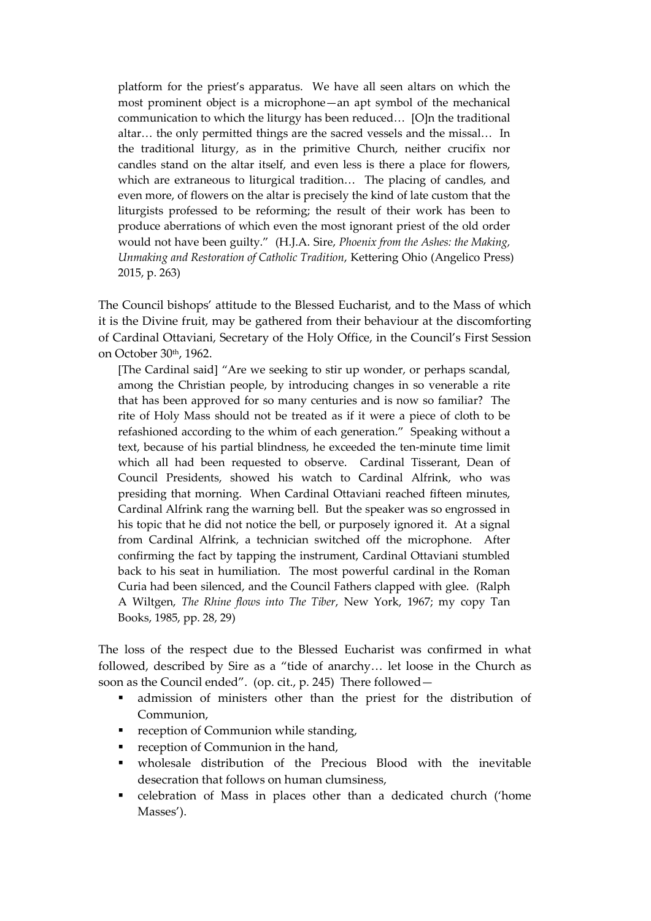> platform for the priest's apparatus. We have all seen altars on which the most prominent object is a microphone—an apt symbol of the mechanical communication to which the liturgy has been reduced… [O]n the traditional altar… the only permitted things are the sacred vessels and the missal… In the traditional liturgy, as in the primitive Church, neither crucifix nor candles stand on the altar itself, and even less is there a place for flowers, which are extraneous to liturgical tradition… The placing of candles, and even more, of flowers on the altar is precisely the kind of late custom that the liturgists professed to be reforming; the result of their work has been to produce aberrations of which even the most ignorant priest of the old order would not have been guilty." (H.J.A. Sire, *Phoenix from the Ashes: the Making, Unmaking and Restoration of Catholic Tradition*, Kettering Ohio (Angelico Press) 2015, p. 263)

The Council bishops' attitude to the Blessed Eucharist, and to the Mass of which it is the Divine fruit, may be gathered from their behaviour at the discomforting of Cardinal Ottaviani, Secretary of the Holy Office, in the Council's First Session on October 30th, 1962.

> [The Cardinal said] "Are we seeking to stir up wonder, or perhaps scandal, among the Christian people, by introducing changes in so venerable a rite that has been approved for so many centuries and is now so familiar? The rite of Holy Mass should not be treated as if it were a piece of cloth to be refashioned according to the whim of each generation." Speaking without a text, because of his partial blindness, he exceeded the ten-minute time limit which all had been requested to observe. Cardinal Tisserant, Dean of Council Presidents, showed his watch to Cardinal Alfrink, who was presiding that morning. When Cardinal Ottaviani reached fifteen minutes, Cardinal Alfrink rang the warning bell. But the speaker was so engrossed in his topic that he did not notice the bell, or purposely ignored it. At a signal from Cardinal Alfrink, a technician switched off the microphone. After confirming the fact by tapping the instrument, Cardinal Ottaviani stumbled back to his seat in humiliation. The most powerful cardinal in the Roman Curia had been silenced, and the Council Fathers clapped with glee. (Ralph A Wiltgen, *The Rhine flows into The Tiber*, New York, 1967; my copy Tan Books, 1985, pp. 28, 29)

The loss of the respect due to the Blessed Eucharist was confirmed in what followed, described by Sire as a "tide of anarchy… let loose in the Church as soon as the Council ended". (op. cit., p. 245) There followed—

- admission of ministers other than the priest for the distribution of Communion,
- reception of Communion while standing,
- reception of Communion in the hand,
- wholesale distribution of the Precious Blood with the inevitable desecration that follows on human clumsiness,
- celebration of Mass in places other than a dedicated church ('home Masses').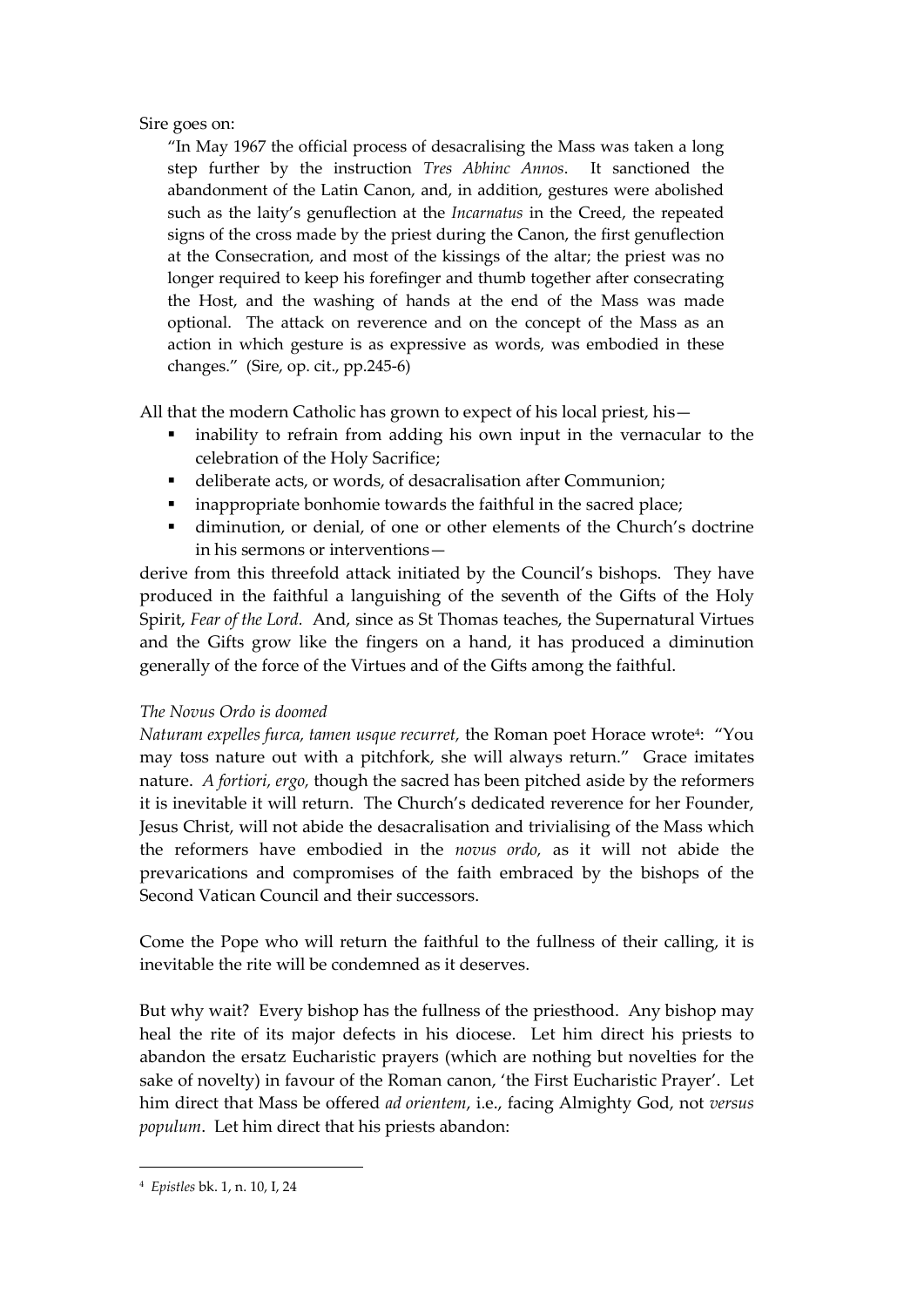Sire goes on:

> "In May 1967 the official process of desacralising the Mass was taken a long step further by the instruction *Tres Abhinc Annos*. It sanctioned the abandonment of the Latin Canon, and, in addition, gestures were abolished such as the laity's genuflection at the *Incarnatus* in the Creed, the repeated signs of the cross made by the priest during the Canon, the first genuflection at the Consecration, and most of the kissings of the altar; the priest was no longer required to keep his forefinger and thumb together after consecrating the Host, and the washing of hands at the end of the Mass was made optional. The attack on reverence and on the concept of the Mass as an action in which gesture is as expressive as words, was embodied in these changes." (Sire, op. cit., pp.245-6)

All that the modern Catholic has grown to expect of his local priest, his—

- inability to refrain from adding his own input in the vernacular to the celebration of the Holy Sacrifice;
- deliberate acts, or words, of desacralisation after Communion;
- inappropriate bonhomie towards the faithful in the sacred place;
- diminution, or denial, of one or other elements of the Church's doctrine in his sermons or interventions—

derive from this threefold attack initiated by the Council's bishops. They have produced in the faithful a languishing of the seventh of the Gifts of the Holy Spirit, *Fear of the Lord*. And, since as St Thomas teaches, the Supernatural Virtues and the Gifts grow like the fingers on a hand, it has produced a diminution generally of the force of the Virtues and of the Gifts among the faithful.

*The Novus Ordo is doomed*

*Naturam expelles furca, tamen usque recurret,* the Roman poet Horace wrote[4]: "You may toss nature out with a pitchfork, she will always return." Grace imitates nature. *A fortiori, ergo,* though the sacred has been pitched aside by the reformers it is inevitable it will return. The Church's dedicated reverence for her Founder, Jesus Christ, will not abide the desacralisation and trivialising of the Mass which the reformers have embodied in the *novus ordo,* as it will not abide the prevarications and compromises of the faith embraced by the bishops of the Second Vatican Council and their successors.

Come the Pope who will return the faithful to the fullness of their calling, it is inevitable the rite will be condemned as it deserves.

But why wait? Every bishop has the fullness of the priesthood. Any bishop may heal the rite of its major defects in his diocese. Let him direct his priests to abandon the ersatz Eucharistic prayers (which are nothing but novelties for the sake of novelty) in favour of the Roman canon, 'the First Eucharistic Prayer'. Let him direct that Mass be offered *ad orientem*, i.e., facing Almighty God, not *versus populum*. Let him direct that his priests abandon:

---

[4] *Epistles* bk. 1, n. 10, I, 24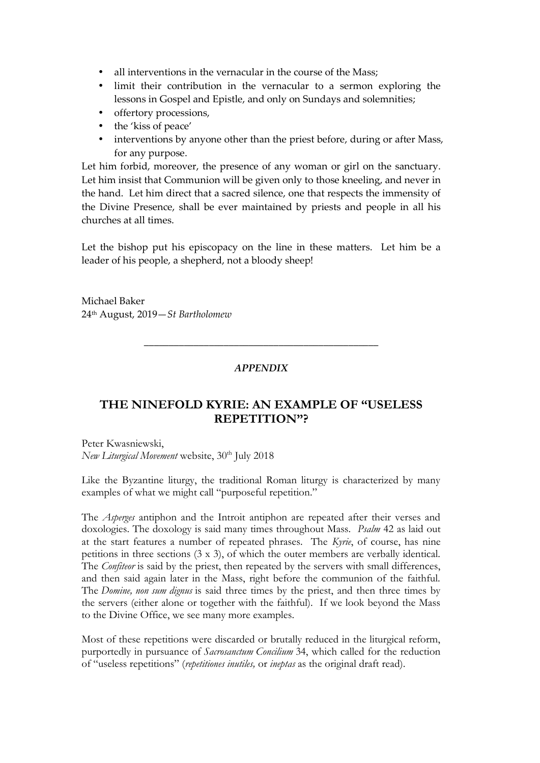- all interventions in the vernacular in the course of the Mass;
- limit their contribution in the vernacular to a sermon exploring the lessons in Gospel and Epistle, and only on Sundays and solemnities;
- offertory processions,
- the 'kiss of peace'
- interventions by anyone other than the priest before, during or after Mass, for any purpose.

Let him forbid, moreover, the presence of any woman or girl on the sanctuary. Let him insist that Communion will be given only to those kneeling, and never in the hand. Let him direct that a sacred silence, one that respects the immensity of the Divine Presence, shall be ever maintained by priests and people in all his churches at all times.

Let the bishop put his episcopacy on the line in these matters. Let him be a leader of his people, a shepherd, not a bloody sheep!

Michael Baker
24th August, 2019—*St Bartholomew*

---

***APPENDIX***

## THE NINEFOLD KYRIE: AN EXAMPLE OF "USELESS REPETITION"?

Peter Kwasniewski,
*New Liturgical Movement* website, 30th July 2018

Like the Byzantine liturgy, the traditional Roman liturgy is characterized by many examples of what we might call "purposeful repetition."

The *Asperges* antiphon and the Introit antiphon are repeated after their verses and doxologies. The doxology is said many times throughout Mass. *Psalm* 42 as laid out at the start features a number of repeated phrases. The *Kyrie*, of course, has nine petitions in three sections (3 x 3), of which the outer members are verbally identical. The *Confiteor* is said by the priest, then repeated by the servers with small differences, and then said again later in the Mass, right before the communion of the faithful. The *Domine, non sum dignus* is said three times by the priest, and then three times by the servers (either alone or together with the faithful). If we look beyond the Mass to the Divine Office, we see many more examples.

Most of these repetitions were discarded or brutally reduced in the liturgical reform, purportedly in pursuance of *Sacrosanctum Concilium* 34, which called for the reduction of "useless repetitions" (*repetitiones inutiles,* or *ineptas* as the original draft read).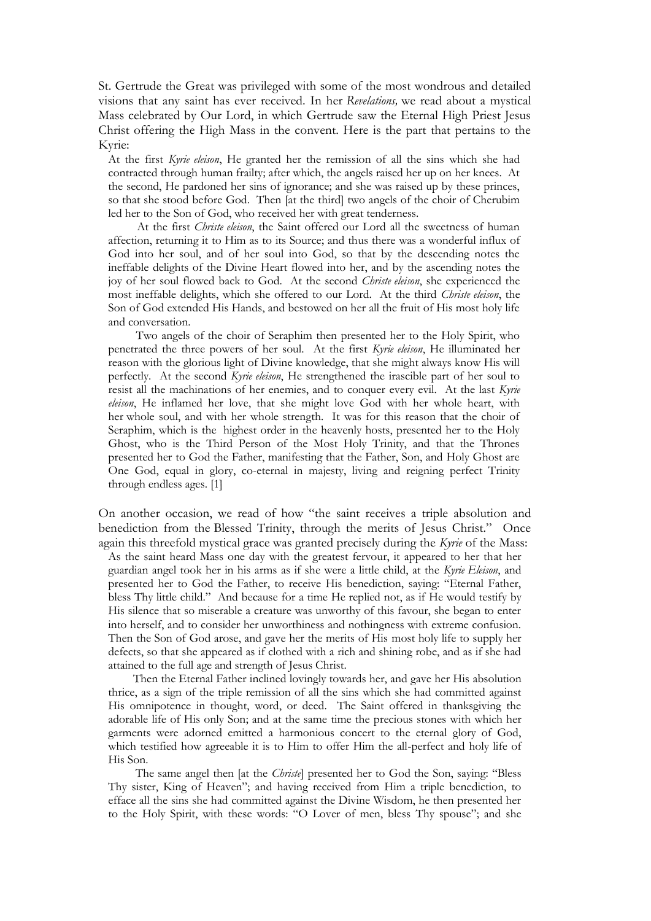St. Gertrude the Great was privileged with some of the most wondrous and detailed visions that any saint has ever received. In her *Revelations,* we read about a mystical Mass celebrated by Our Lord, in which Gertrude saw the Eternal High Priest Jesus Christ offering the High Mass in the convent. Here is the part that pertains to the Kyrie:

> At the first *Kyrie eleison*, He granted her the remission of all the sins which she had contracted through human frailty; after which, the angels raised her up on her knees. At the second, He pardoned her sins of ignorance; and she was raised up by these princes, so that she stood before God. Then [at the third] two angels of the choir of Cherubim led her to the Son of God, who received her with great tenderness.
>
> At the first *Christe eleison*, the Saint offered our Lord all the sweetness of human affection, returning it to Him as to its Source; and thus there was a wonderful influx of God into her soul, and of her soul into God, so that by the descending notes the ineffable delights of the Divine Heart flowed into her, and by the ascending notes the joy of her soul flowed back to God. At the second *Christe eleison*, she experienced the most ineffable delights, which she offered to our Lord. At the third *Christe eleison*, the Son of God extended His Hands, and bestowed on her all the fruit of His most holy life and conversation.
>
> Two angels of the choir of Seraphim then presented her to the Holy Spirit, who penetrated the three powers of her soul. At the first *Kyrie eleison*, He illuminated her reason with the glorious light of Divine knowledge, that she might always know His will perfectly. At the second *Kyrie eleison*, He strengthened the irascible part of her soul to resist all the machinations of her enemies, and to conquer every evil. At the last *Kyrie eleison*, He inflamed her love, that she might love God with her whole heart, with her whole soul, and with her whole strength. It was for this reason that the choir of Seraphim, which is the highest order in the heavenly hosts, presented her to the Holy Ghost, who is the Third Person of the Most Holy Trinity, and that the Thrones presented her to God the Father, manifesting that the Father, Son, and Holy Ghost are One God, equal in glory, co-eternal in majesty, living and reigning perfect Trinity through endless ages. [1]

On another occasion, we read of how "the saint receives a triple absolution and benediction from the Blessed Trinity, through the merits of Jesus Christ." Once again this threefold mystical grace was granted precisely during the *Kyrie* of the Mass:

> As the saint heard Mass one day with the greatest fervour, it appeared to her that her guardian angel took her in his arms as if she were a little child, at the *Kyrie Eleison*, and presented her to God the Father, to receive His benediction, saying: "Eternal Father, bless Thy little child." And because for a time He replied not, as if He would testify by His silence that so miserable a creature was unworthy of this favour, she began to enter into herself, and to consider her unworthiness and nothingness with extreme confusion. Then the Son of God arose, and gave her the merits of His most holy life to supply her defects, so that she appeared as if clothed with a rich and shining robe, and as if she had attained to the full age and strength of Jesus Christ.
>
> Then the Eternal Father inclined lovingly towards her, and gave her His absolution thrice, as a sign of the triple remission of all the sins which she had committed against His omnipotence in thought, word, or deed. The Saint offered in thanksgiving the adorable life of His only Son; and at the same time the precious stones with which her garments were adorned emitted a harmonious concert to the eternal glory of God, which testified how agreeable it is to Him to offer Him the all-perfect and holy life of His Son.
>
> The same angel then [at the *Christe*] presented her to God the Son, saying: "Bless Thy sister, King of Heaven"; and having received from Him a triple benediction, to efface all the sins she had committed against the Divine Wisdom, he then presented her to the Holy Spirit, with these words: "O Lover of men, bless Thy spouse"; and she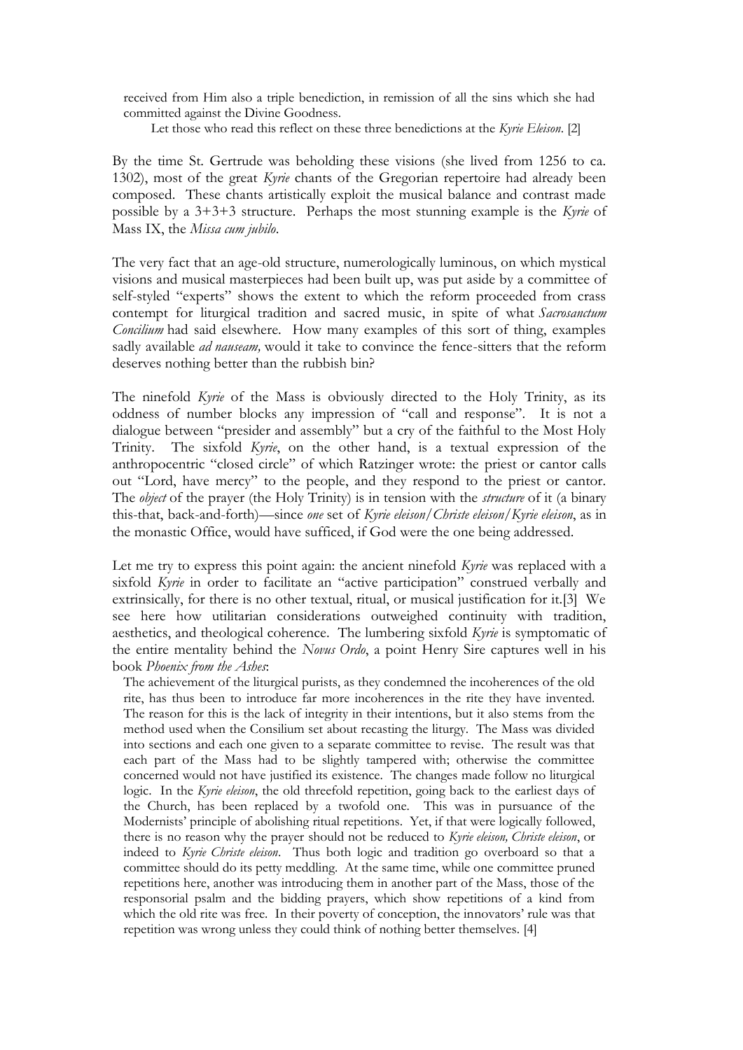> received from Him also a triple benediction, in remission of all the sins which she had committed against the Divine Goodness.
>
> Let those who read this reflect on these three benedictions at the *Kyrie Eleison*. [2]

By the time St. Gertrude was beholding these visions (she lived from 1256 to ca. 1302), most of the great *Kyrie* chants of the Gregorian repertoire had already been composed. These chants artistically exploit the musical balance and contrast made possible by a 3+3+3 structure. Perhaps the most stunning example is the *Kyrie* of Mass IX, the *Missa cum jubilo*.

The very fact that an age-old structure, numerologically luminous, on which mystical visions and musical masterpieces had been built up, was put aside by a committee of self-styled "experts" shows the extent to which the reform proceeded from crass contempt for liturgical tradition and sacred music, in spite of what *Sacrosanctum Concilium* had said elsewhere. How many examples of this sort of thing, examples sadly available *ad nauseam,* would it take to convince the fence-sitters that the reform deserves nothing better than the rubbish bin?

The ninefold *Kyrie* of the Mass is obviously directed to the Holy Trinity, as its oddness of number blocks any impression of "call and response". It is not a dialogue between "presider and assembly" but a cry of the faithful to the Most Holy Trinity. The sixfold *Kyrie*, on the other hand, is a textual expression of the anthropocentric "closed circle" of which Ratzinger wrote: the priest or cantor calls out "Lord, have mercy" to the people, and they respond to the priest or cantor. The *object* of the prayer (the Holy Trinity) is in tension with the *structure* of it (a binary this-that, back-and-forth)—since *one* set of *Kyrie eleison/Christe eleison/Kyrie eleison*, as in the monastic Office, would have sufficed, if God were the one being addressed.

Let me try to express this point again: the ancient ninefold *Kyrie* was replaced with a sixfold *Kyrie* in order to facilitate an "active participation" construed verbally and extrinsically, for there is no other textual, ritual, or musical justification for it.[3] We see here how utilitarian considerations outweighed continuity with tradition, aesthetics, and theological coherence. The lumbering sixfold *Kyrie* is symptomatic of the entire mentality behind the *Novus Ordo*, a point Henry Sire captures well in his book *Phoenix from the Ashes*:

> The achievement of the liturgical purists, as they condemned the incoherences of the old rite, has thus been to introduce far more incoherences in the rite they have invented. The reason for this is the lack of integrity in their intentions, but it also stems from the method used when the Consilium set about recasting the liturgy. The Mass was divided into sections and each one given to a separate committee to revise. The result was that each part of the Mass had to be slightly tampered with; otherwise the committee concerned would not have justified its existence. The changes made follow no liturgical logic. In the *Kyrie eleison*, the old threefold repetition, going back to the earliest days of the Church, has been replaced by a twofold one. This was in pursuance of the Modernists' principle of abolishing ritual repetitions. Yet, if that were logically followed, there is no reason why the prayer should not be reduced to *Kyrie eleison, Christe eleison*, or indeed to *Kyrie Christe eleison*. Thus both logic and tradition go overboard so that a committee should do its petty meddling. At the same time, while one committee pruned repetitions here, another was introducing them in another part of the Mass, those of the responsorial psalm and the bidding prayers, which show repetitions of a kind from which the old rite was free. In their poverty of conception, the innovators' rule was that repetition was wrong unless they could think of nothing better themselves. [4]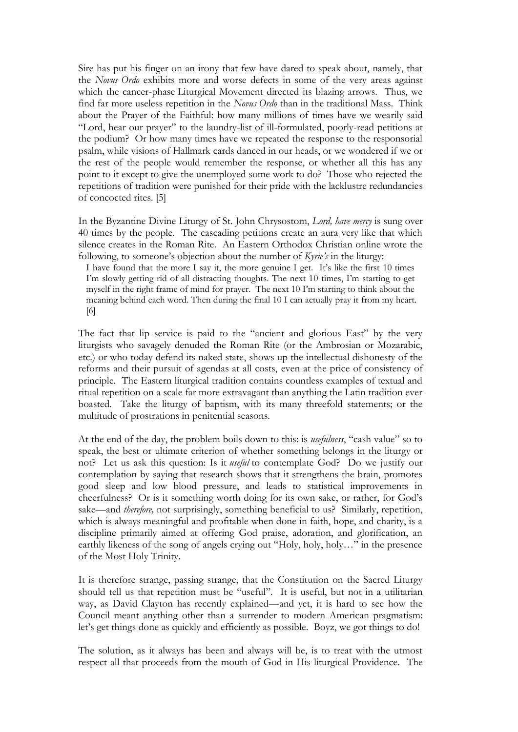Sire has put his finger on an irony that few have dared to speak about, namely, that the *Novus Ordo* exhibits more and worse defects in some of the very areas against which the cancer-phase Liturgical Movement directed its blazing arrows. Thus, we find far more useless repetition in the *Novus Ordo* than in the traditional Mass. Think about the Prayer of the Faithful: how many millions of times have we wearily said "Lord, hear our prayer" to the laundry-list of ill-formulated, poorly-read petitions at the podium? Or how many times have we repeated the response to the responsorial psalm, while visions of Hallmark cards danced in our heads, or we wondered if we or the rest of the people would remember the response, or whether all this has any point to it except to give the unemployed some work to do? Those who rejected the repetitions of tradition were punished for their pride with the lacklustre redundancies of concocted rites. [5]

In the Byzantine Divine Liturgy of St. John Chrysostom, *Lord, have mercy* is sung over 40 times by the people. The cascading petitions create an aura very like that which silence creates in the Roman Rite. An Eastern Orthodox Christian online wrote the following, to someone's objection about the number of *Kyrie's* in the liturgy:

> I have found that the more I say it, the more genuine I get. It's like the first 10 times I'm slowly getting rid of all distracting thoughts. The next 10 times, I'm starting to get myself in the right frame of mind for prayer. The next 10 I'm starting to think about the meaning behind each word. Then during the final 10 I can actually pray it from my heart. [6]

The fact that lip service is paid to the "ancient and glorious East" by the very liturgists who savagely denuded the Roman Rite (or the Ambrosian or Mozarabic, etc.) or who today defend its naked state, shows up the intellectual dishonesty of the reforms and their pursuit of agendas at all costs, even at the price of consistency of principle. The Eastern liturgical tradition contains countless examples of textual and ritual repetition on a scale far more extravagant than anything the Latin tradition ever boasted. Take the liturgy of baptism, with its many threefold statements; or the multitude of prostrations in penitential seasons.

At the end of the day, the problem boils down to this: is *usefulness*, "cash value" so to speak, the best or ultimate criterion of whether something belongs in the liturgy or not? Let us ask this question: Is it *useful* to contemplate God? Do we justify our contemplation by saying that research shows that it strengthens the brain, promotes good sleep and low blood pressure, and leads to statistical improvements in cheerfulness? Or is it something worth doing for its own sake, or rather, for God's sake—and *therefore,* not surprisingly, something beneficial to us? Similarly, repetition, which is always meaningful and profitable when done in faith, hope, and charity, is a discipline primarily aimed at offering God praise, adoration, and glorification, an earthly likeness of the song of angels crying out "Holy, holy, holy…" in the presence of the Most Holy Trinity.

It is therefore strange, passing strange, that the Constitution on the Sacred Liturgy should tell us that repetition must be "useful". It is useful, but not in a utilitarian way, as David Clayton has recently explained—and yet, it is hard to see how the Council meant anything other than a surrender to modern American pragmatism: let's get things done as quickly and efficiently as possible. Boyz, we got things to do!

The solution, as it always has been and always will be, is to treat with the utmost respect all that proceeds from the mouth of God in His liturgical Providence. The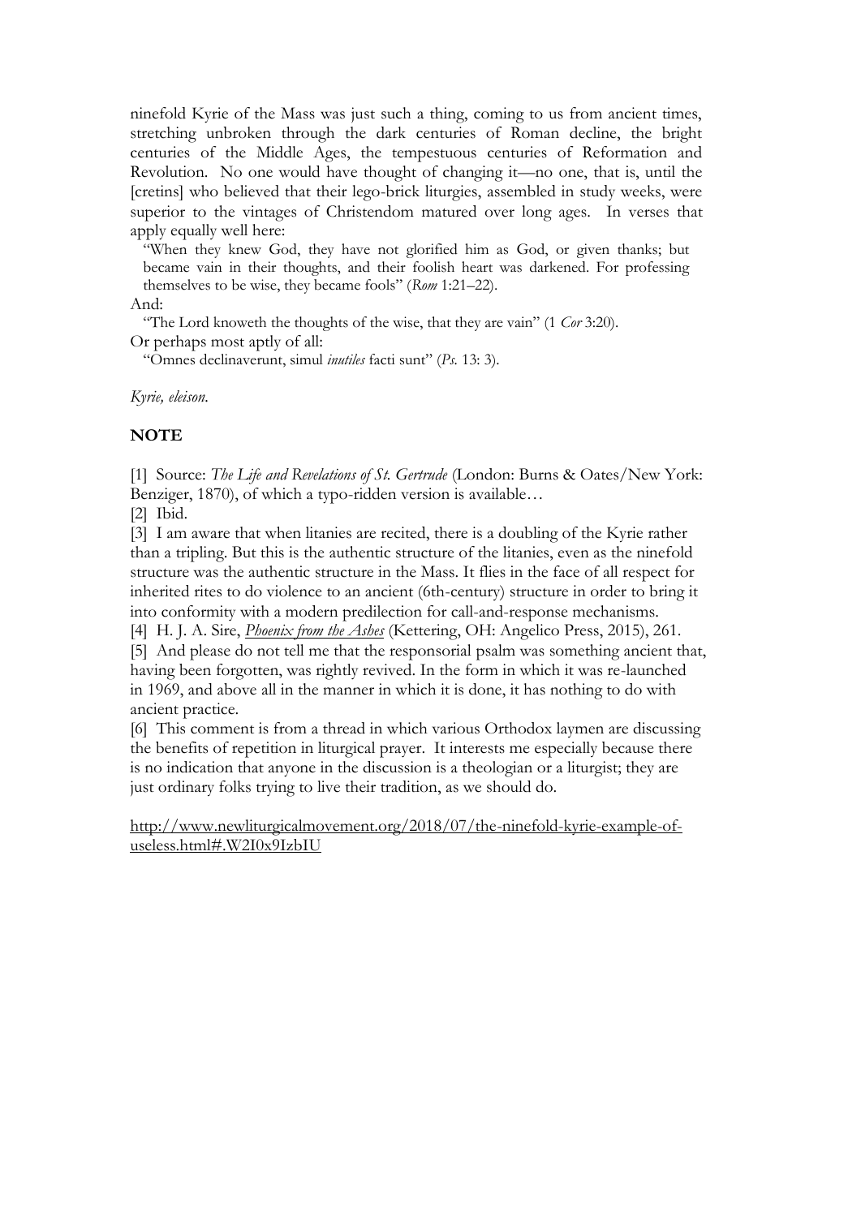ninefold Kyrie of the Mass was just such a thing, coming to us from ancient times, stretching unbroken through the dark centuries of Roman decline, the bright centuries of the Middle Ages, the tempestuous centuries of Reformation and Revolution. No one would have thought of changing it—no one, that is, until the [cretins] who believed that their lego-brick liturgies, assembled in study weeks, were superior to the vintages of Christendom matured over long ages. In verses that apply equally well here:

> "When they knew God, they have not glorified him as God, or given thanks; but became vain in their thoughts, and their foolish heart was darkened. For professing themselves to be wise, they became fools" (*Rom* 1:21–22).

And:

> "The Lord knoweth the thoughts of the wise, that they are vain" (1 *Cor* 3:20).

Or perhaps most aptly of all:

> "Omnes declinaverunt, simul *inutiles* facti sunt" (*Ps.* 13: 3).

*Kyrie, eleison.*

## NOTE

[1] Source: *The Life and Revelations of St. Gertrude* (London: Burns & Oates/New York: Benziger, 1870), of which a typo-ridden version is available…

[2] Ibid.

[3] I am aware that when litanies are recited, there is a doubling of the Kyrie rather than a tripling. But this is the authentic structure of the litanies, even as the ninefold structure was the authentic structure in the Mass. It flies in the face of all respect for inherited rites to do violence to an ancient (6th-century) structure in order to bring it into conformity with a modern predilection for call-and-response mechanisms.

[4] H. J. A. Sire, *Phoenix from the Ashes* (Kettering, OH: Angelico Press, 2015), 261.

[5] And please do not tell me that the responsorial psalm was something ancient that, having been forgotten, was rightly revived. In the form in which it was re-launched in 1969, and above all in the manner in which it is done, it has nothing to do with ancient practice.

[6] This comment is from a thread in which various Orthodox laymen are discussing the benefits of repetition in liturgical prayer. It interests me especially because there is no indication that anyone in the discussion is a theologian or a liturgist; they are just ordinary folks trying to live their tradition, as we should do.

http://www.newliturgicalmovement.org/2018/07/the-ninefold-kyrie-example-of-useless.html#.W2I0x9IzbIU